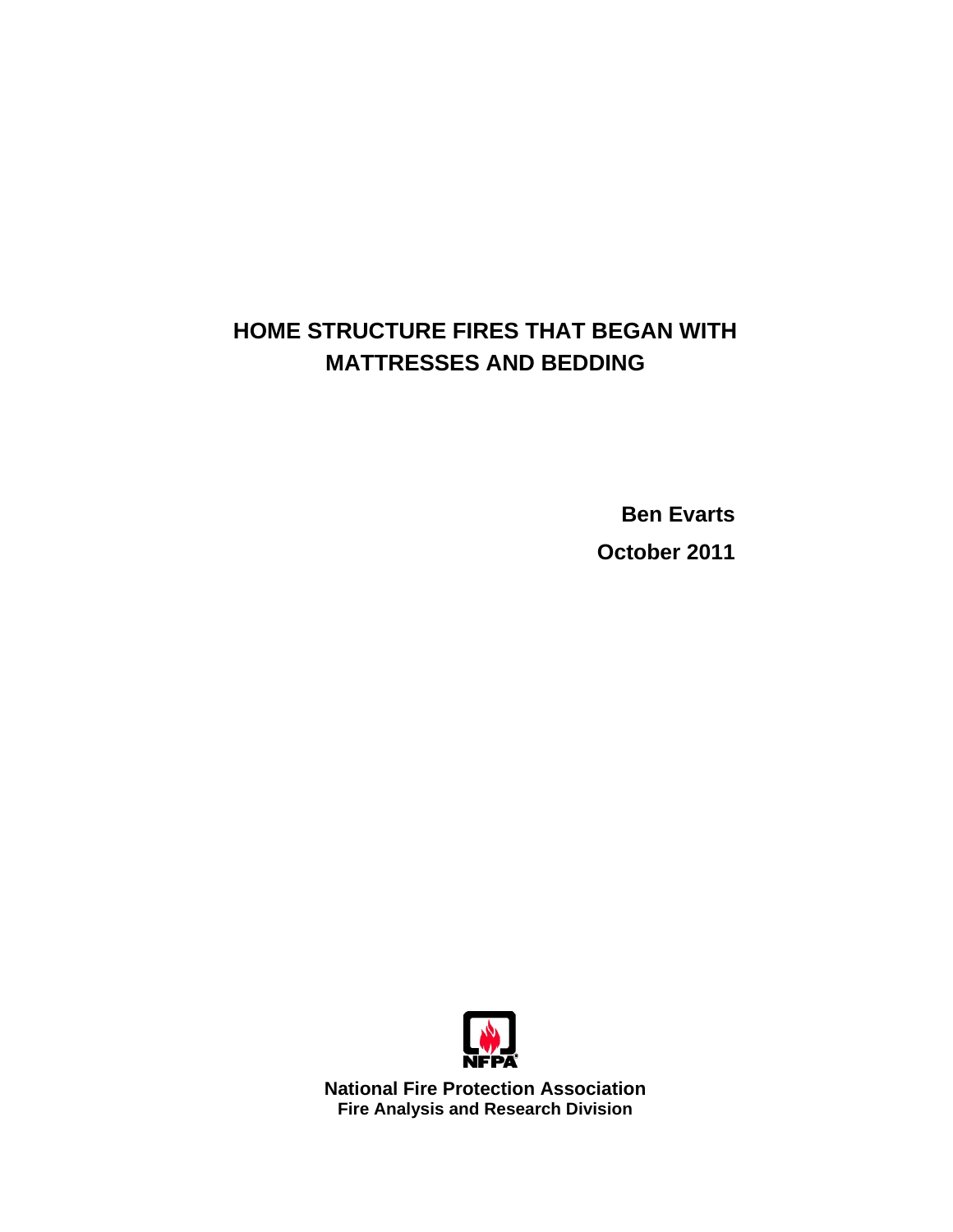# HOME STRUCTURE FIRES THAT BEGAN WITH MATTRESSES AND BEDDING

**Ben Evarts**

**October 2011**

**National Fire Protection Association**
**Fire Analysis and Research Division**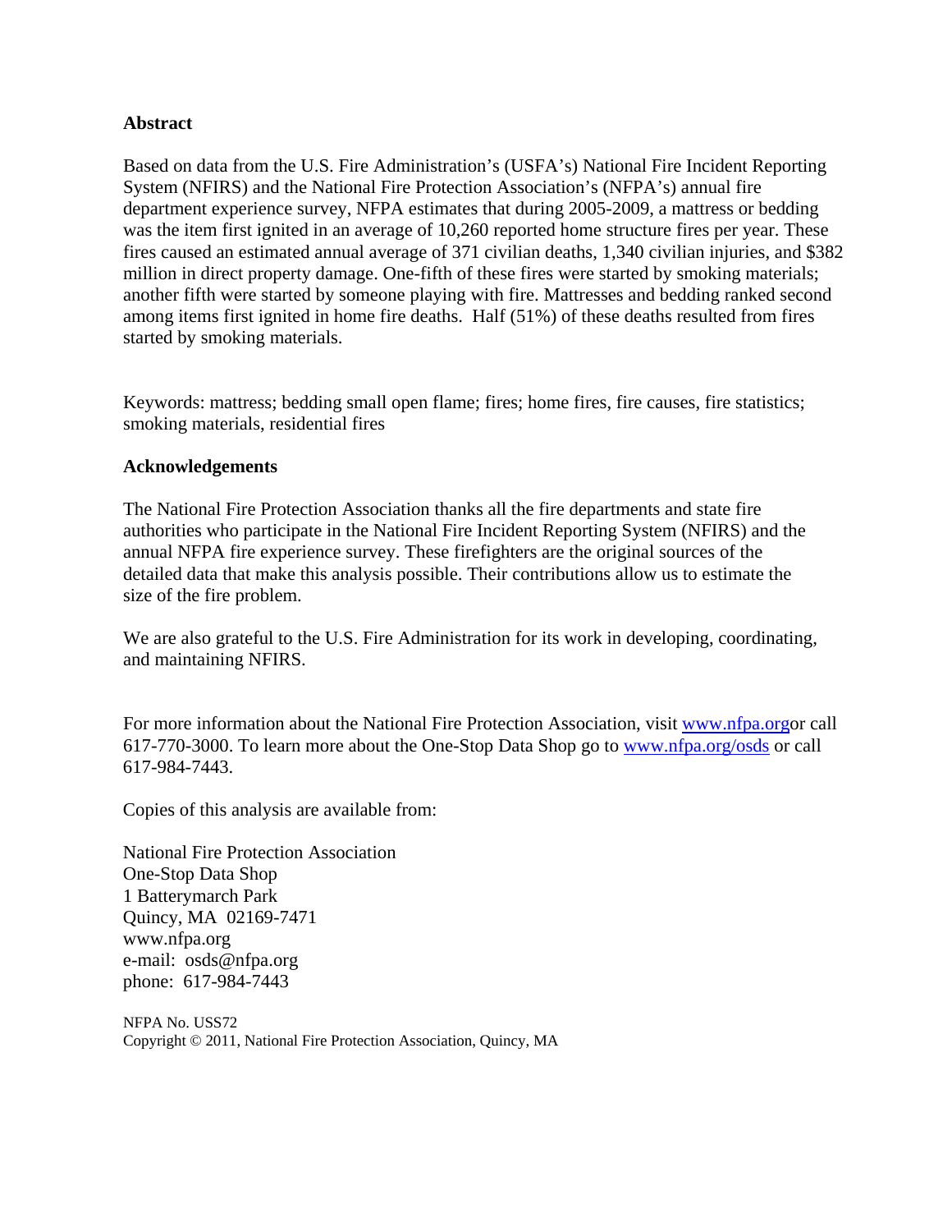## Abstract

Based on data from the U.S. Fire Administration's (USFA's) National Fire Incident Reporting System (NFIRS) and the National Fire Protection Association's (NFPA's) annual fire department experience survey, NFPA estimates that during 2005-2009, a mattress or bedding was the item first ignited in an average of 10,260 reported home structure fires per year. These fires caused an estimated annual average of 371 civilian deaths, 1,340 civilian injuries, and $382 million in direct property damage. One-fifth of these fires were started by smoking materials; another fifth were started by someone playing with fire. Mattresses and bedding ranked second among items first ignited in home fire deaths. Half (51%) of these deaths resulted from fires started by smoking materials.

Keywords: mattress; bedding small open flame; fires; home fires, fire causes, fire statistics; smoking materials, residential fires

## Acknowledgements

The National Fire Protection Association thanks all the fire departments and state fire authorities who participate in the National Fire Incident Reporting System (NFIRS) and the annual NFPA fire experience survey. These firefighters are the original sources of the detailed data that make this analysis possible. Their contributions allow us to estimate the size of the fire problem.

We are also grateful to the U.S. Fire Administration for its work in developing, coordinating, and maintaining NFIRS.

For more information about the National Fire Protection Association, visit www.nfpa.orgor call 617-770-3000. To learn more about the One-Stop Data Shop go to www.nfpa.org/osds or call 617-984-7443.

Copies of this analysis are available from:

National Fire Protection Association
One-Stop Data Shop
1 Batterymarch Park
Quincy, MA 02169-7471
www.nfpa.org
e-mail: osds@nfpa.org
phone: 617-984-7443

NFPA No. USS72
Copyright © 2011, National Fire Protection Association, Quincy, MA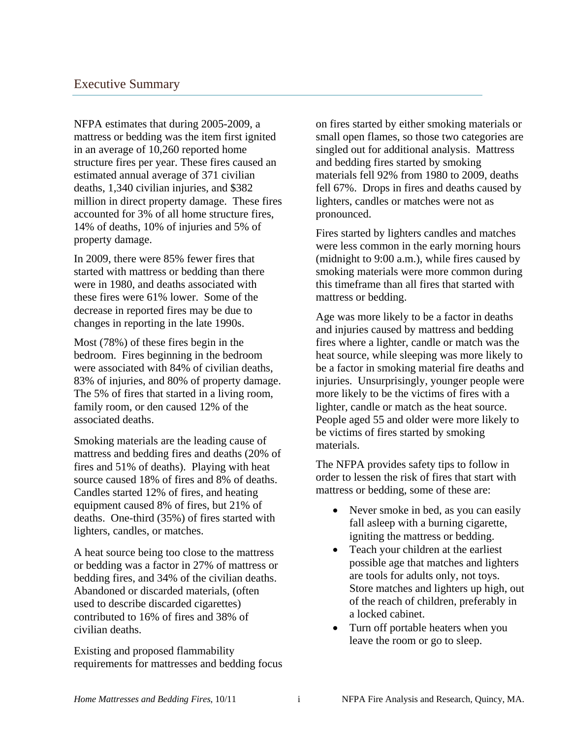## Executive Summary

NFPA estimates that during 2005-2009, a mattress or bedding was the item first ignited in an average of 10,260 reported home structure fires per year. These fires caused an estimated annual average of 371 civilian deaths, 1,340 civilian injuries, and $382 million in direct property damage. These fires accounted for 3% of all home structure fires, 14% of deaths, 10% of injuries and 5% of property damage.

In 2009, there were 85% fewer fires that started with mattress or bedding than there were in 1980, and deaths associated with these fires were 61% lower. Some of the decrease in reported fires may be due to changes in reporting in the late 1990s.

Most (78%) of these fires begin in the bedroom. Fires beginning in the bedroom were associated with 84% of civilian deaths, 83% of injuries, and 80% of property damage. The 5% of fires that started in a living room, family room, or den caused 12% of the associated deaths.

Smoking materials are the leading cause of mattress and bedding fires and deaths (20% of fires and 51% of deaths). Playing with heat source caused 18% of fires and 8% of deaths. Candles started 12% of fires, and heating equipment caused 8% of fires, but 21% of deaths. One-third (35%) of fires started with lighters, candles, or matches.

A heat source being too close to the mattress or bedding was a factor in 27% of mattress or bedding fires, and 34% of the civilian deaths. Abandoned or discarded materials, (often used to describe discarded cigarettes) contributed to 16% of fires and 38% of civilian deaths.

Existing and proposed flammability requirements for mattresses and bedding focus on fires started by either smoking materials or small open flames, so those two categories are singled out for additional analysis. Mattress and bedding fires started by smoking materials fell 92% from 1980 to 2009, deaths fell 67%. Drops in fires and deaths caused by lighters, candles or matches were not as pronounced.

Fires started by lighters candles and matches were less common in the early morning hours (midnight to 9:00 a.m.), while fires caused by smoking materials were more common during this timeframe than all fires that started with mattress or bedding.

Age was more likely to be a factor in deaths and injuries caused by mattress and bedding fires where a lighter, candle or match was the heat source, while sleeping was more likely to be a factor in smoking material fire deaths and injuries. Unsurprisingly, younger people were more likely to be the victims of fires with a lighter, candle or match as the heat source. People aged 55 and older were more likely to be victims of fires started by smoking materials.

The NFPA provides safety tips to follow in order to lessen the risk of fires that start with mattress or bedding, some of these are:

- Never smoke in bed, as you can easily fall asleep with a burning cigarette, igniting the mattress or bedding.
- Teach your children at the earliest possible age that matches and lighters are tools for adults only, not toys. Store matches and lighters up high, out of the reach of children, preferably in a locked cabinet.
- Turn off portable heaters when you leave the room or go to sleep.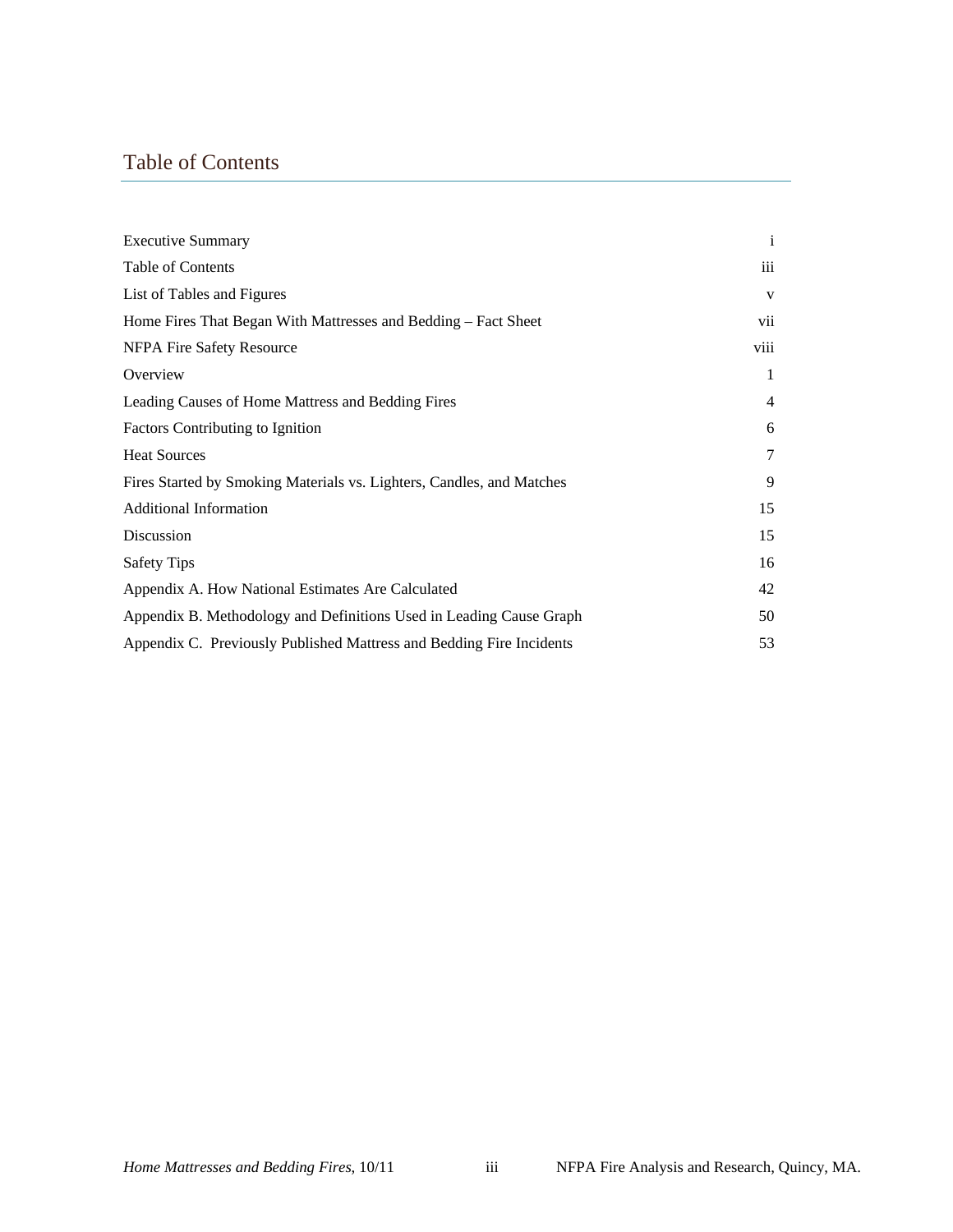# Table of Contents

| | |
|---|---|
| Executive Summary | i |
| Table of Contents | iii |
| List of Tables and Figures | v |
| Home Fires That Began With Mattresses and Bedding – Fact Sheet | vii |
| NFPA Fire Safety Resource | viii |
| Overview | 1 |
| Leading Causes of Home Mattress and Bedding Fires | 4 |
| Factors Contributing to Ignition | 6 |
| Heat Sources | 7 |
| Fires Started by Smoking Materials vs. Lighters, Candles, and Matches | 9 |
| Additional Information | 15 |
| Discussion | 15 |
| Safety Tips | 16 |
| Appendix A. How National Estimates Are Calculated | 42 |
| Appendix B. Methodology and Definitions Used in Leading Cause Graph | 50 |
| Appendix C. Previously Published Mattress and Bedding Fire Incidents | 53 |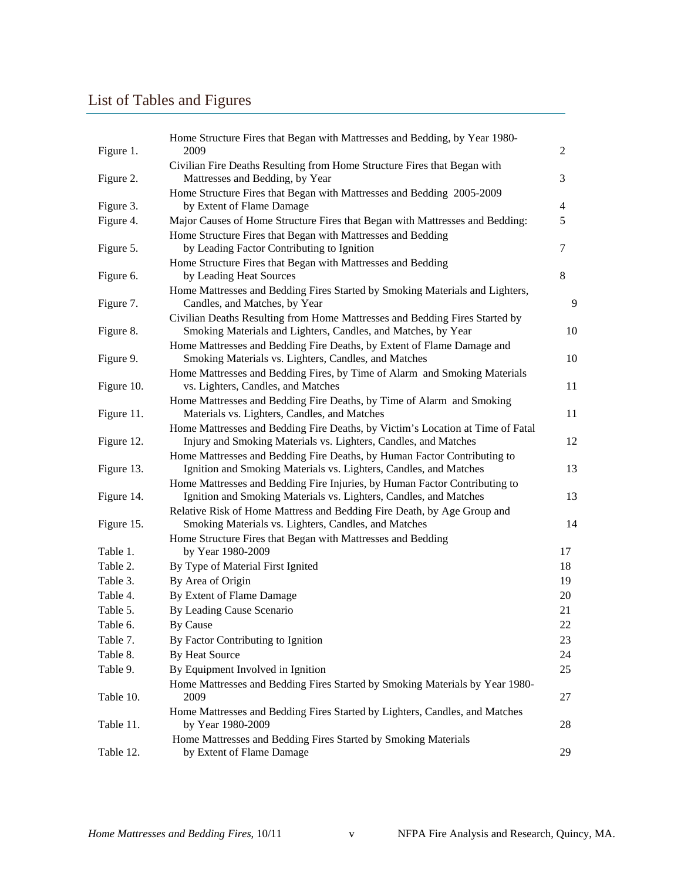# List of Tables and Figures

| | | |
|---|---|---|
| Figure 1. | Home Structure Fires that Began with Mattresses and Bedding, by Year 1980-2009 | 2 |
| Figure 2. | Civilian Fire Deaths Resulting from Home Structure Fires that Began with Mattresses and Bedding, by Year | 3 |
| Figure 3. | Home Structure Fires that Began with Mattresses and Bedding 2005-2009 by Extent of Flame Damage | 4 |
| Figure 4. | Major Causes of Home Structure Fires that Began with Mattresses and Bedding: | 5 |
| Figure 5. | Home Structure Fires that Began with Mattresses and Bedding by Leading Factor Contributing to Ignition | 7 |
| Figure 6. | Home Structure Fires that Began with Mattresses and Bedding by Leading Heat Sources | 8 |
| Figure 7. | Home Mattresses and Bedding Fires Started by Smoking Materials and Lighters, Candles, and Matches, by Year | 9 |
| Figure 8. | Civilian Deaths Resulting from Home Mattresses and Bedding Fires Started by Smoking Materials and Lighters, Candles, and Matches, by Year | 10 |
| Figure 9. | Home Mattresses and Bedding Fire Deaths, by Extent of Flame Damage and Smoking Materials vs. Lighters, Candles, and Matches | 10 |
| Figure 10. | Home Mattresses and Bedding Fires, by Time of Alarm and Smoking Materials vs. Lighters, Candles, and Matches | 11 |
| Figure 11. | Home Mattresses and Bedding Fire Deaths, by Time of Alarm and Smoking Materials vs. Lighters, Candles, and Matches | 11 |
| Figure 12. | Home Mattresses and Bedding Fire Deaths, by Victim's Location at Time of Fatal Injury and Smoking Materials vs. Lighters, Candles, and Matches | 12 |
| Figure 13. | Home Mattresses and Bedding Fire Deaths, by Human Factor Contributing to Ignition and Smoking Materials vs. Lighters, Candles, and Matches | 13 |
| Figure 14. | Home Mattresses and Bedding Fire Injuries, by Human Factor Contributing to Ignition and Smoking Materials vs. Lighters, Candles, and Matches | 13 |
| Figure 15. | Relative Risk of Home Mattress and Bedding Fire Death, by Age Group and Smoking Materials vs. Lighters, Candles, and Matches | 14 |
| Table 1. | Home Structure Fires that Began with Mattresses and Bedding by Year 1980-2009 | 17 |
| Table 2. | By Type of Material First Ignited | 18 |
| Table 3. | By Area of Origin | 19 |
| Table 4. | By Extent of Flame Damage | 20 |
| Table 5. | By Leading Cause Scenario | 21 |
| Table 6. | By Cause | 22 |
| Table 7. | By Factor Contributing to Ignition | 23 |
| Table 8. | By Heat Source | 24 |
| Table 9. | By Equipment Involved in Ignition | 25 |
| Table 10. | Home Mattresses and Bedding Fires Started by Smoking Materials by Year 1980-2009 | 27 |
| Table 11. | Home Mattresses and Bedding Fires Started by Lighters, Candles, and Matches by Year 1980-2009 | 28 |
| Table 12. | Home Mattresses and Bedding Fires Started by Smoking Materials by Extent of Flame Damage | 29 |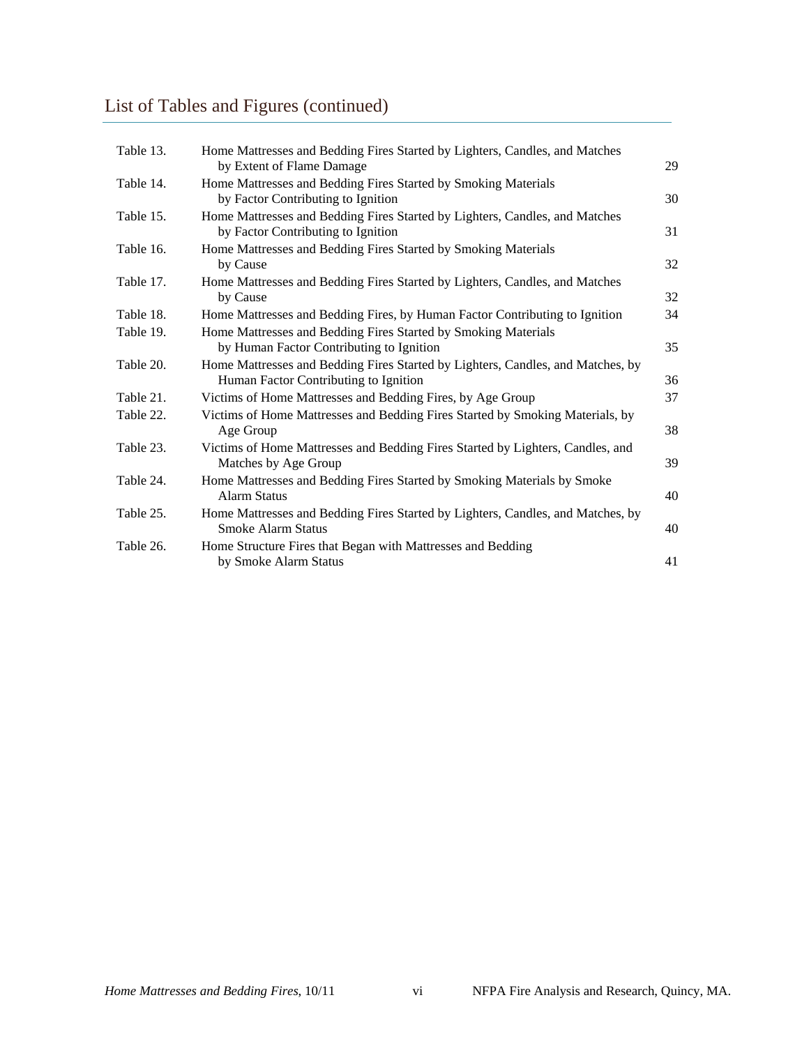## List of Tables and Figures (continued)

| | | |
|---|---|---|
| Table 13. | Home Mattresses and Bedding Fires Started by Lighters, Candles, and Matches by Extent of Flame Damage | 29 |
| Table 14. | Home Mattresses and Bedding Fires Started by Smoking Materials by Factor Contributing to Ignition | 30 |
| Table 15. | Home Mattresses and Bedding Fires Started by Lighters, Candles, and Matches by Factor Contributing to Ignition | 31 |
| Table 16. | Home Mattresses and Bedding Fires Started by Smoking Materials by Cause | 32 |
| Table 17. | Home Mattresses and Bedding Fires Started by Lighters, Candles, and Matches by Cause | 32 |
| Table 18. | Home Mattresses and Bedding Fires, by Human Factor Contributing to Ignition | 34 |
| Table 19. | Home Mattresses and Bedding Fires Started by Smoking Materials by Human Factor Contributing to Ignition | 35 |
| Table 20. | Home Mattresses and Bedding Fires Started by Lighters, Candles, and Matches, by Human Factor Contributing to Ignition | 36 |
| Table 21. | Victims of Home Mattresses and Bedding Fires, by Age Group | 37 |
| Table 22. | Victims of Home Mattresses and Bedding Fires Started by Smoking Materials, by Age Group | 38 |
| Table 23. | Victims of Home Mattresses and Bedding Fires Started by Lighters, Candles, and Matches by Age Group | 39 |
| Table 24. | Home Mattresses and Bedding Fires Started by Smoking Materials by Smoke Alarm Status | 40 |
| Table 25. | Home Mattresses and Bedding Fires Started by Lighters, Candles, and Matches, by Smoke Alarm Status | 40 |
| Table 26. | Home Structure Fires that Began with Mattresses and Bedding by Smoke Alarm Status | 41 |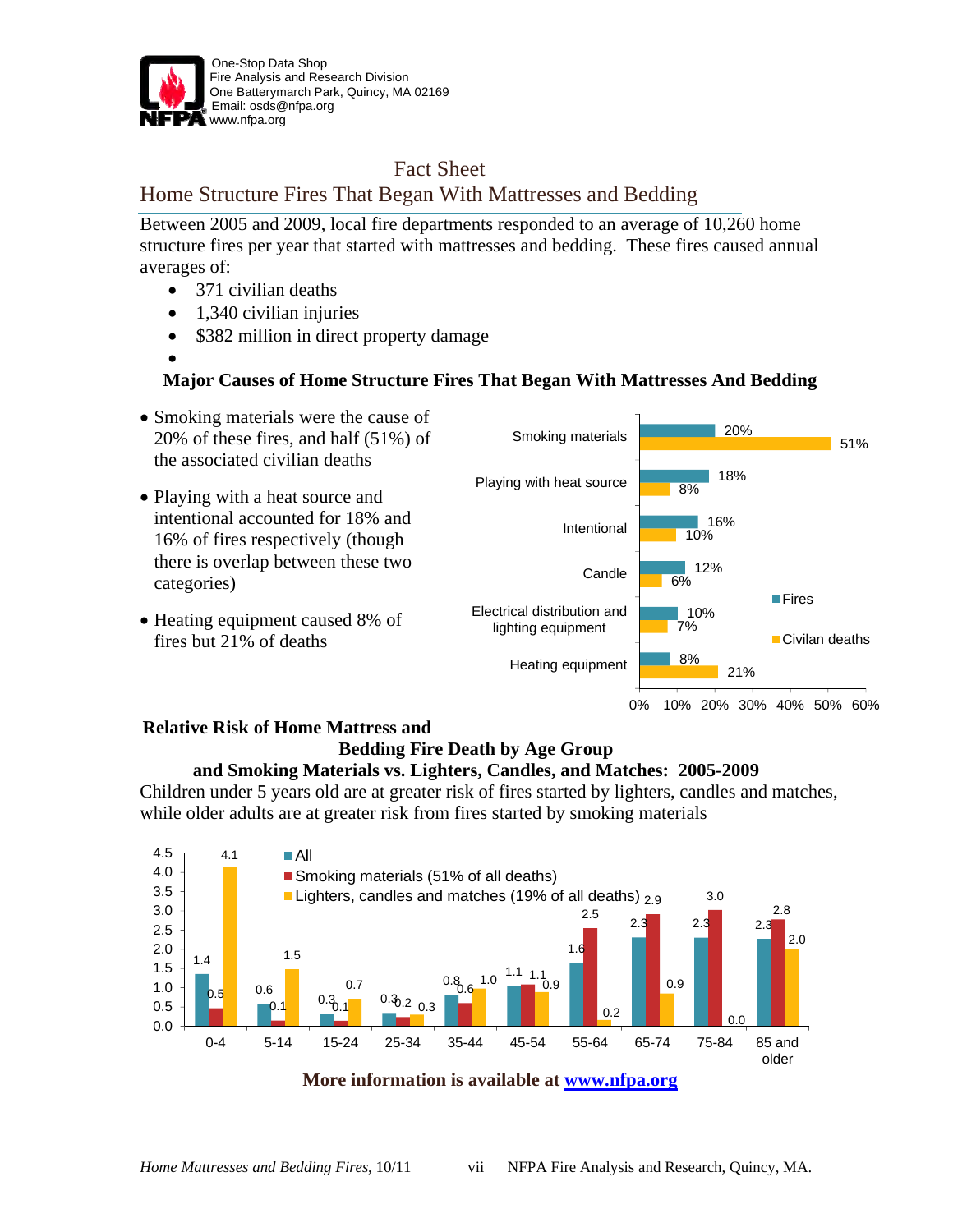One-Stop Data Shop
Fire Analysis and Research Division
One Batterymarch Park, Quincy, MA 02169
Email: osds@nfpa.org
www.nfpa.org

# Fact Sheet

## Home Structure Fires That Began With Mattresses and Bedding

Between 2005 and 2009, local fire departments responded to an average of 10,260 home structure fires per year that started with mattresses and bedding. These fires caused annual averages of:

- 371 civilian deaths
- 1,340 civilian injuries
- $382 million in direct property damage

### Major Causes of Home Structure Fires That Began With Mattresses And Bedding

- Smoking materials were the cause of 20% of these fires, and half (51%) of the associated civilian deaths
- Playing with a heat source and intentional accounted for 18% and 16% of fires respectively (though there is overlap between these two categories)
- Heating equipment caused 8% of fires but 21% of deaths

| Cause | Fires | Civilian deaths |
|---|---|---|
| Smoking materials | 20% | 51% |
| Playing with heat source | 18% | 8% |
| Intentional | 16% | 10% |
| Candle | 12% | 6% |
| Electrical distribution and lighting equipment | 10% | 7% |
| Heating equipment | 8% | 21% |

### Relative Risk of Home Mattress and Bedding Fire Death by Age Group and Smoking Materials vs. Lighters, Candles, and Matches: 2005-2009

Children under 5 years old are at greater risk of fires started by lighters, candles and matches, while older adults are at greater risk from fires started by smoking materials

| Age group | All | Smoking materials (51% of all deaths) | Lighters, candles and matches (19% of all deaths) |
|---|---|---|---|
| 0-4 | 1.4 | 0.5 | 4.1 |
| 5-14 | 0.6 | 0.1 | 1.5 |
| 15-24 | 0.3 | 0.1 | 0.7 |
| 25-34 | 0.3 | 0.2 | 0.3 |
| 35-44 | 0.8 | 0.6 | 1.0 |
| 45-54 | 1.1 | 1.1 | 0.9 |
| 55-64 | 1.6 | 2.5 | 0.2 |
| 65-74 | 2.3 | 2.9 | 0.9 |
| 75-84 | 2.3 | 3.0 | 0.0 |
| 85 and older | 2.3 | 2.8 | 2.0 |

**More information is available at [www.nfpa.org](www.nfpa.org)**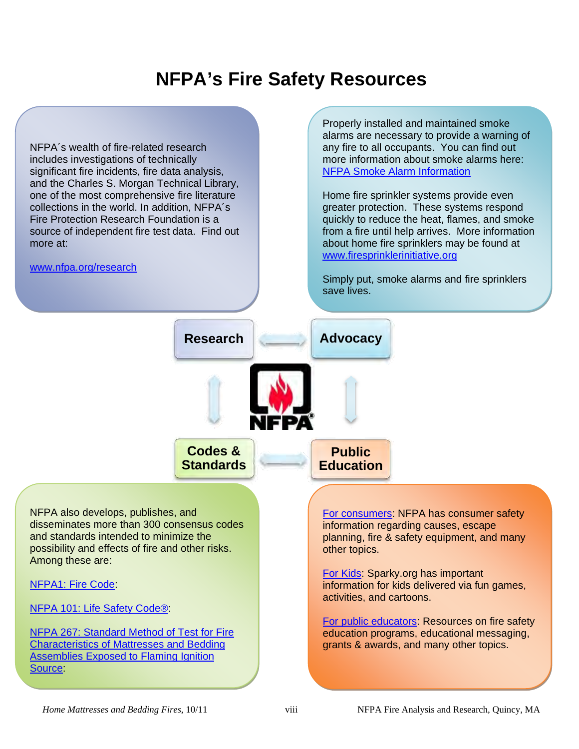# NFPA's Fire Safety Resources

NFPA´s wealth of fire-related research includes investigations of technically significant fire incidents, fire data analysis, and the Charles S. Morgan Technical Library, one of the most comprehensive fire literature collections in the world. In addition, NFPA´s Fire Protection Research Foundation is a source of independent fire test data. Find out more at:

www.nfpa.org/research

Properly installed and maintained smoke alarms are necessary to provide a warning of any fire to all occupants. You can find out more information about smoke alarms here: NFPA Smoke Alarm Information

Home fire sprinkler systems provide even greater protection. These systems respond quickly to reduce the heat, flames, and smoke from a fire until help arrives. More information about home fire sprinklers may be found at www.firesprinklerinitiative.org

Simply put, smoke alarms and fire sprinklers save lives.

**Research** ↔ **Advocacy**

**Codes & Standards** ↔ **Public Education**

NFPA also develops, publishes, and disseminates more than 300 consensus codes and standards intended to minimize the possibility and effects of fire and other risks. Among these are:

NFPA1: Fire Code:

NFPA 101: Life Safety Code®:

NFPA 267: Standard Method of Test for Fire Characteristics of Mattresses and Bedding Assemblies Exposed to Flaming Ignition Source:

For consumers: NFPA has consumer safety information regarding causes, escape planning, fire & safety equipment, and many other topics.

For Kids: Sparky.org has important information for kids delivered via fun games, activities, and cartoons.

For public educators: Resources on fire safety education programs, educational messaging, grants & awards, and many other topics.